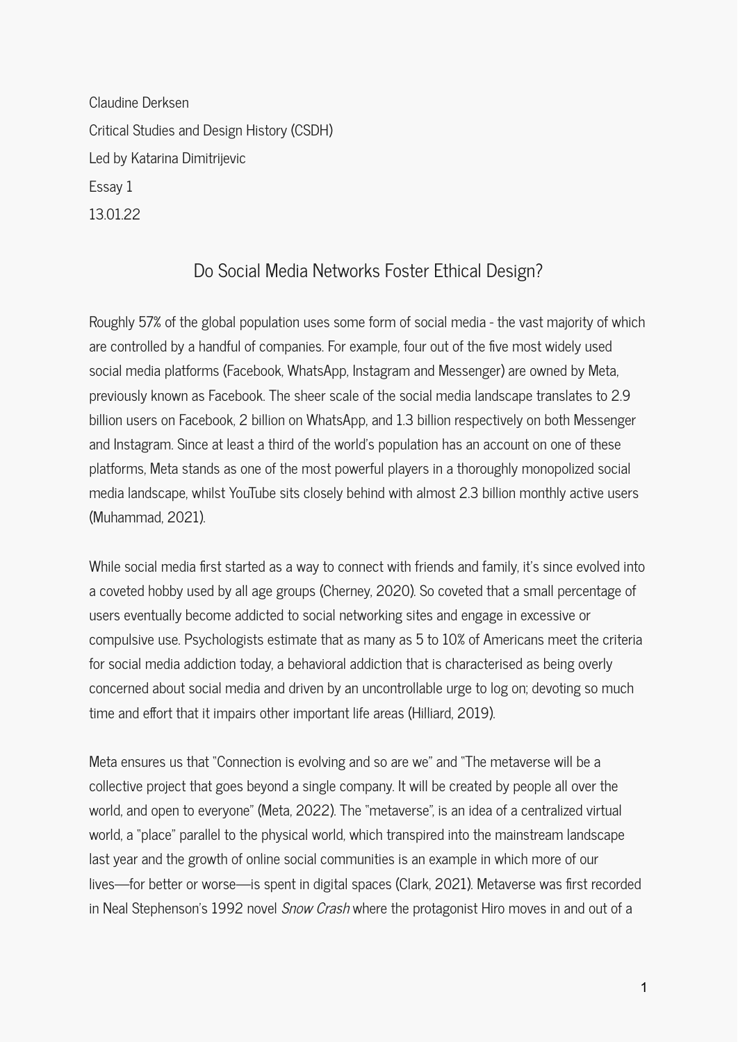Claudine Derksen

Critical Studies and Design History (CSDH)

Led by Katarina Dimitrijevic

Essay 1

13.01.22

# Do Social Media Networks Foster Ethical Design?

Roughly 57% of the global population uses some form of social media - the vast majority of which are controlled by a handful of companies. For example, four out of the five most widely used social media platforms (Facebook, WhatsApp, Instagram and Messenger) are owned by Meta, previously known as Facebook. The sheer scale of the social media landscape translates to 2.9 billion users on Facebook, 2 billion on WhatsApp, and 1.3 billion respectively on both Messenger and Instagram. Since at least a third of the world's population has an account on one of these platforms, Meta stands as one of the most powerful players in a thoroughly monopolized social media landscape, whilst YouTube sits closely behind with almost 2.3 billion monthly active users (Muhammad, 2021).

While social media first started as a way to connect with friends and family, it's since evolved into a coveted hobby used by all age groups (Cherney, 2020). So coveted that a small percentage of users eventually become addicted to social networking sites and engage in excessive or compulsive use. Psychologists estimate that as many as 5 to 10% of Americans meet the criteria for social media addiction today, a behavioral addiction that is characterised as being overly concerned about social media and driven by an uncontrollable urge to log on; devoting so much time and effort that it impairs other important life areas (Hilliard, 2019).

Meta ensures us that "Connection is evolving and so are we" and "The metaverse will be a collective project that goes beyond a single company. It will be created by people all over the world, and open to everyone" (Meta, 2022). The "metaverse", is an idea of a centralized virtual world, a "place" parallel to the physical world, which transpired into the mainstream landscape last year and the growth of online social communities is an example in which more of our lives—for better or worse—is spent in digital spaces (Clark, 2021). Metaverse was first recorded in Neal Stephenson's 1992 novel *Snow Crash* where the protagonist Hiro moves in and out of a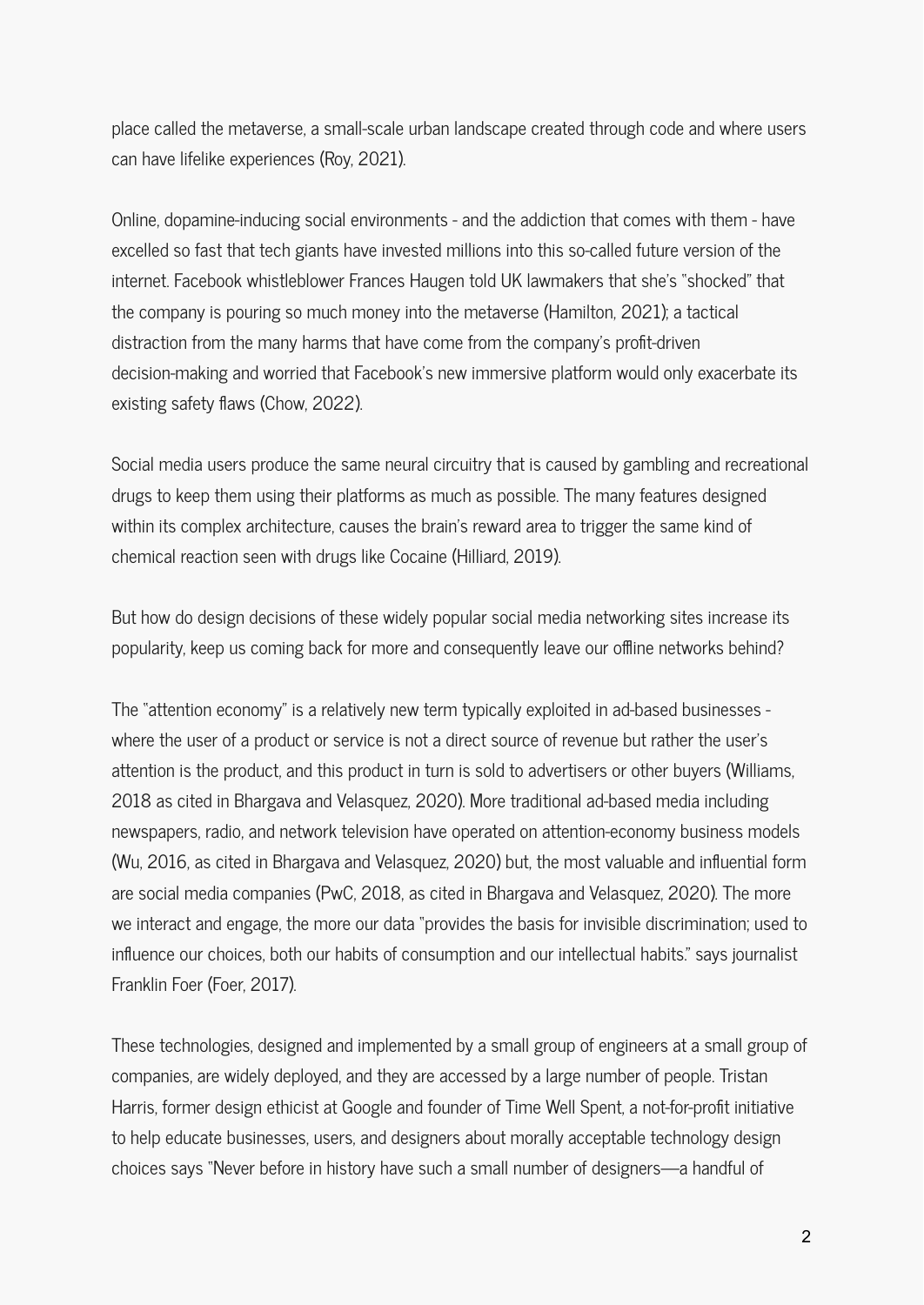place called the metaverse, a small-scale urban landscape created through code and where users can have lifelike experiences (Roy, 2021).

Online, dopamine-inducing social environments - and the addiction that comes with them - have excelled so fast that tech giants have invested millions into this so-called future version of the internet. Facebook whistleblower Frances Haugen told UK lawmakers that she's "shocked" that the company is pouring so much money into the metaverse (Hamilton, 2021); a tactical distraction from the many harms that have come from the company's profit-driven decision-making and worried that Facebook's new immersive platform would only exacerbate its existing safety flaws (Chow, 2022).

Social media users produce the same neural circuitry that is caused by gambling and recreational drugs to keep them using their platforms as much as possible. The many features designed within its complex architecture, causes the brain's reward area to trigger the same kind of chemical reaction seen with drugs like Cocaine (Hilliard, 2019).

But how do design decisions of these widely popular social media networking sites increase its popularity, keep us coming back for more and consequently leave our offline networks behind?

The "attention economy" is a relatively new term typically exploited in ad-based businesses - where the user of a product or service is not a direct source of revenue but rather the user's attention is the product, and this product in turn is sold to advertisers or other buyers (Williams, 2018 as cited in Bhargava and Velasquez, 2020). More traditional ad-based media including newspapers, radio, and network television have operated on attention-economy business models (Wu, 2016, as cited in Bhargava and Velasquez, 2020) but, the most valuable and influential form are social media companies (PwC, 2018, as cited in Bhargava and Velasquez, 2020). The more we interact and engage, the more our data "provides the basis for invisible discrimination; used to influence our choices, both our habits of consumption and our intellectual habits." says journalist Franklin Foer (Foer, 2017).

These technologies, designed and implemented by a small group of engineers at a small group of companies, are widely deployed, and they are accessed by a large number of people. Tristan Harris, former design ethicist at Google and founder of Time Well Spent, a not-for-profit initiative to help educate businesses, users, and designers about morally acceptable technology design choices says "Never before in history have such a small number of designers—a handful of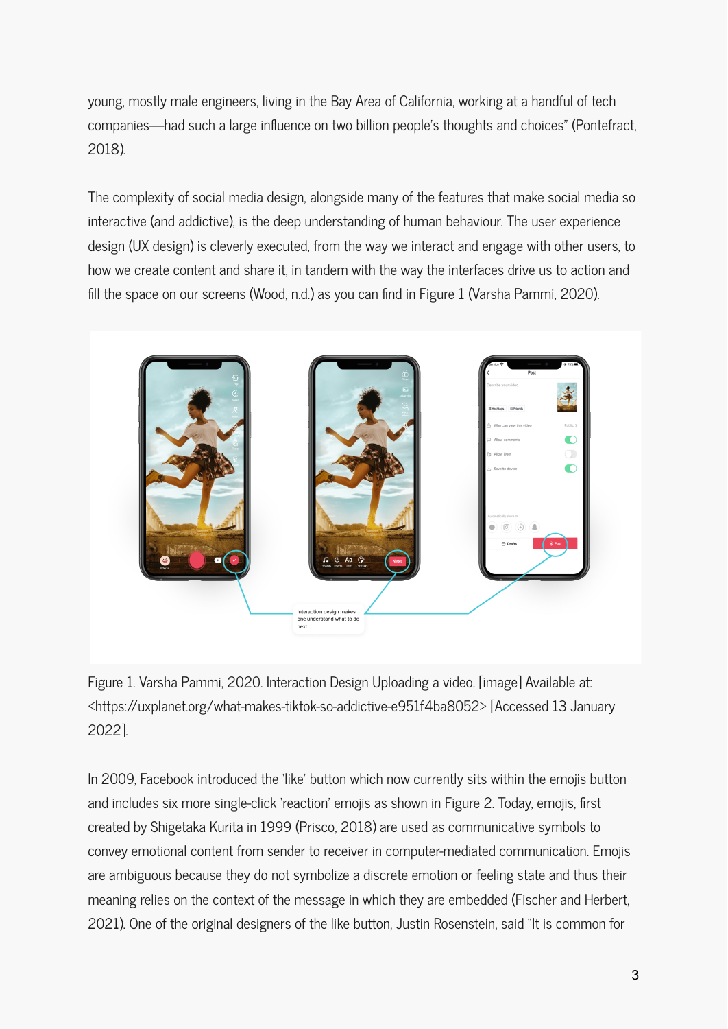young, mostly male engineers, living in the Bay Area of California, working at a handful of tech companies—had such a large influence on two billion people's thoughts and choices" (Pontefract, 2018).

The complexity of social media design, alongside many of the features that make social media so interactive (and addictive), is the deep understanding of human behaviour. The user experience design (UX design) is cleverly executed, from the way we interact and engage with other users, to how we create content and share it, in tandem with the way the interfaces drive us to action and fill the space on our screens (Wood, n.d.) as you can find in Figure 1 (Varsha Pammi, 2020).

Interaction design makes one understand what to do next

Figure 1. Varsha Pammi, 2020. Interaction Design Uploading a video. [image] Available at: <https://uxplanet.org/what-makes-tiktok-so-addictive-e951f4ba8052> [Accessed 13 January 2022].

In 2009, Facebook introduced the 'like' button which now currently sits within the emojis button and includes six more single-click 'reaction' emojis as shown in Figure 2. Today, emojis, first created by Shigetaka Kurita in 1999 (Prisco, 2018) are used as communicative symbols to convey emotional content from sender to receiver in computer-mediated communication. Emojis are ambiguous because they do not symbolize a discrete emotion or feeling state and thus their meaning relies on the context of the message in which they are embedded (Fischer and Herbert, 2021). One of the original designers of the like button, Justin Rosenstein, said "It is common for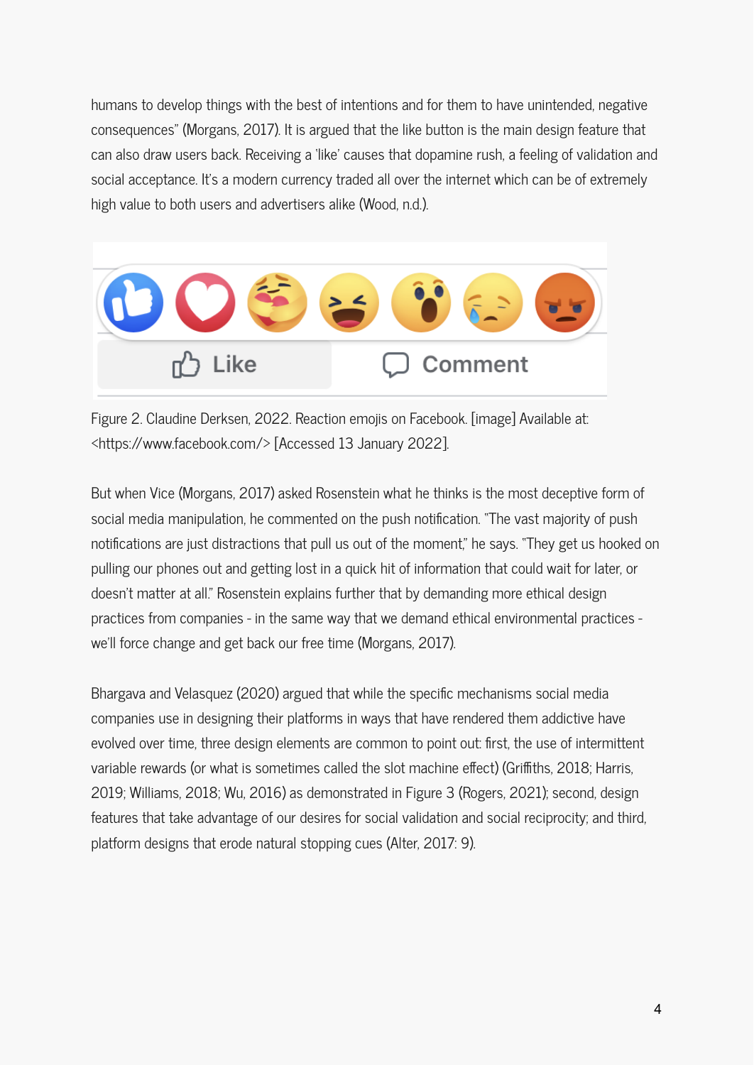humans to develop things with the best of intentions and for them to have unintended, negative consequences" (Morgans, 2017). It is argued that the like button is the main design feature that can also draw users back. Receiving a 'like' causes that dopamine rush, a feeling of validation and social acceptance. It's a modern currency traded all over the internet which can be of extremely high value to both users and advertisers alike (Wood, n.d.).

Like Comment

Figure 2. Claudine Derksen, 2022. Reaction emojis on Facebook. [image] Available at: <https://www.facebook.com/> [Accessed 13 January 2022].

But when Vice (Morgans, 2017) asked Rosenstein what he thinks is the most deceptive form of social media manipulation, he commented on the push notification. "The vast majority of push notifications are just distractions that pull us out of the moment," he says. "They get us hooked on pulling our phones out and getting lost in a quick hit of information that could wait for later, or doesn't matter at all." Rosenstein explains further that by demanding more ethical design practices from companies - in the same way that we demand ethical environmental practices - we'll force change and get back our free time (Morgans, 2017).

Bhargava and Velasquez (2020) argued that while the specific mechanisms social media companies use in designing their platforms in ways that have rendered them addictive have evolved over time, three design elements are common to point out: first, the use of intermittent variable rewards (or what is sometimes called the slot machine effect) (Griffiths, 2018; Harris, 2019; Williams, 2018; Wu, 2016) as demonstrated in Figure 3 (Rogers, 2021); second, design features that take advantage of our desires for social validation and social reciprocity; and third, platform designs that erode natural stopping cues (Alter, 2017: 9).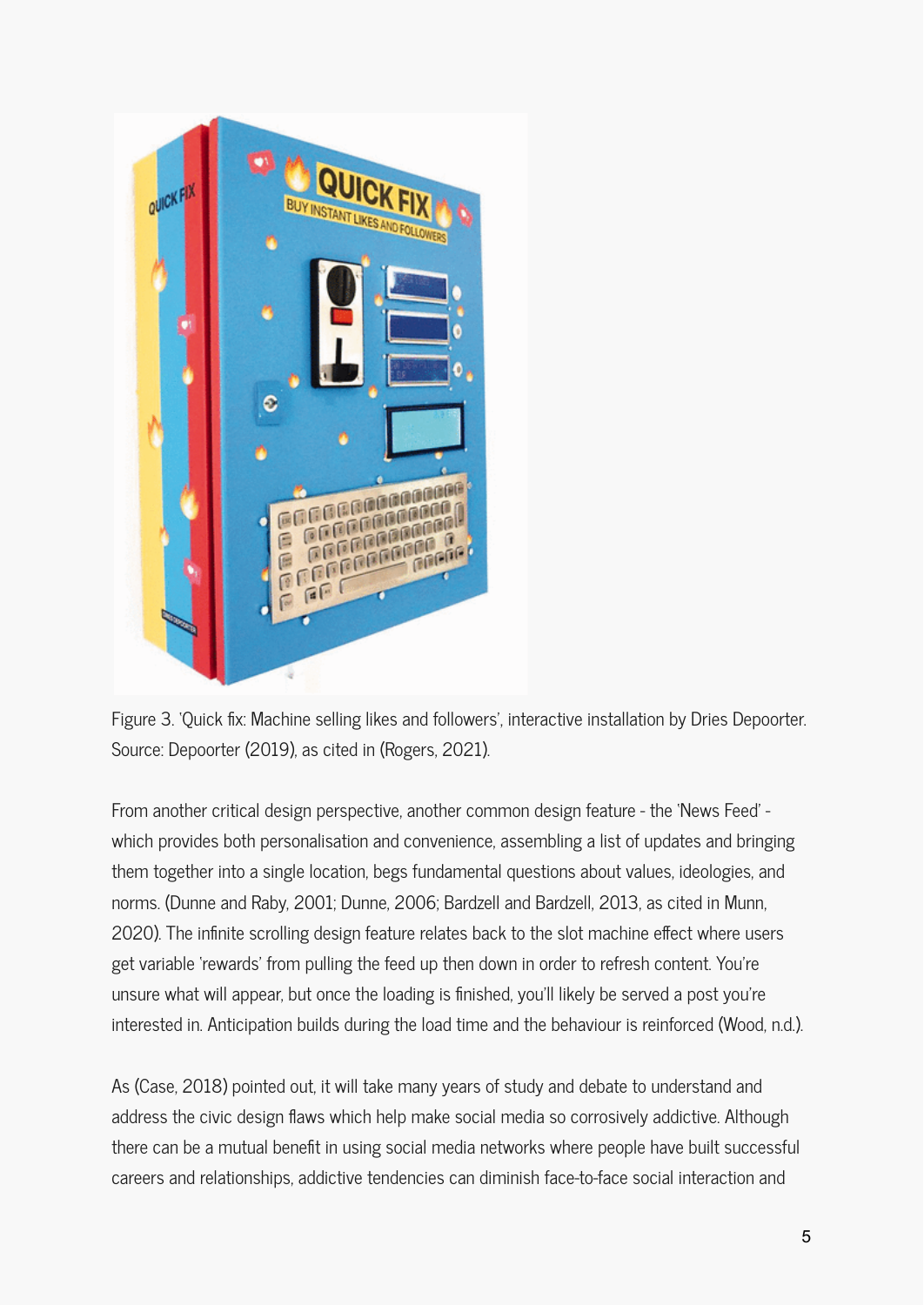Figure 3. 'Quick fix: Machine selling likes and followers', interactive installation by Dries Depoorter. Source: Depoorter (2019), as cited in (Rogers, 2021).

From another critical design perspective, another common design feature - the 'News Feed' - which provides both personalisation and convenience, assembling a list of updates and bringing them together into a single location, begs fundamental questions about values, ideologies, and norms. (Dunne and Raby, 2001; Dunne, 2006; Bardzell and Bardzell, 2013, as cited in Munn, 2020). The infinite scrolling design feature relates back to the slot machine effect where users get variable 'rewards' from pulling the feed up then down in order to refresh content. You're unsure what will appear, but once the loading is finished, you'll likely be served a post you're interested in. Anticipation builds during the load time and the behaviour is reinforced (Wood, n.d.).

As (Case, 2018) pointed out, it will take many years of study and debate to understand and address the civic design flaws which help make social media so corrosively addictive. Although there can be a mutual benefit in using social media networks where people have built successful careers and relationships, addictive tendencies can diminish face-to-face social interaction and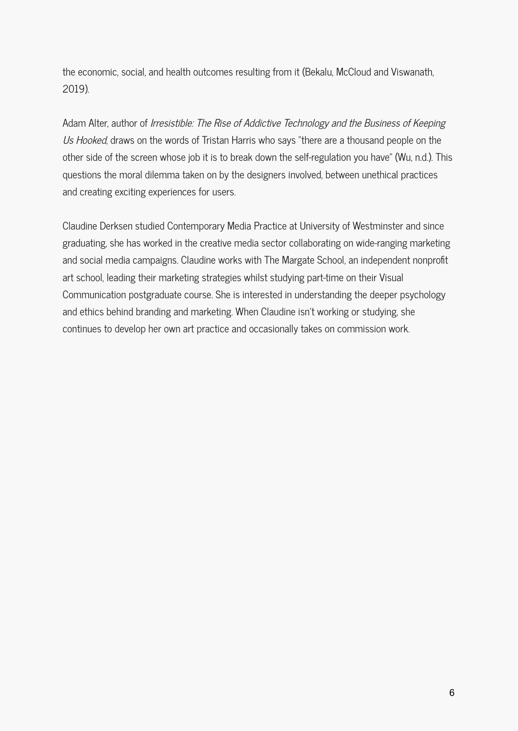the economic, social, and health outcomes resulting from it (Bekalu, McCloud and Viswanath, 2019).

Adam Alter, author of *Irresistible: The Rise of Addictive Technology and the Business of Keeping Us Hooked*, draws on the words of Tristan Harris who says "there are a thousand people on the other side of the screen whose job it is to break down the self-regulation you have" (Wu, n.d.). This questions the moral dilemma taken on by the designers involved, between unethical practices and creating exciting experiences for users.

Claudine Derksen studied Contemporary Media Practice at University of Westminster and since graduating, she has worked in the creative media sector collaborating on wide-ranging marketing and social media campaigns. Claudine works with The Margate School, an independent nonprofit art school, leading their marketing strategies whilst studying part-time on their Visual Communication postgraduate course. She is interested in understanding the deeper psychology and ethics behind branding and marketing. When Claudine isn't working or studying, she continues to develop her own art practice and occasionally takes on commission work.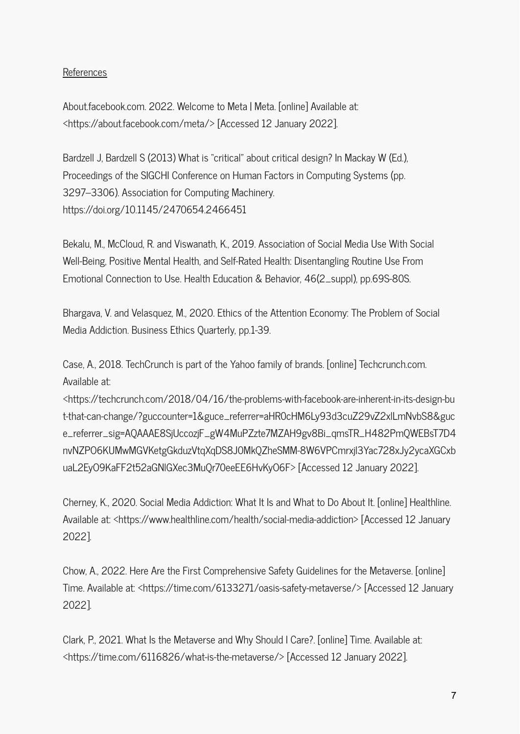References

About.facebook.com. 2022. Welcome to Meta | Meta. [online] Available at: <https://about.facebook.com/meta/> [Accessed 12 January 2022].

Bardzell J, Bardzell S (2013) What is "critical" about critical design? In Mackay W (Ed.), Proceedings of the SIGCHI Conference on Human Factors in Computing Systems (pp. 3297–3306). Association for Computing Machinery. https://doi.org/10.1145/2470654.2466451

Bekalu, M., McCloud, R. and Viswanath, K., 2019. Association of Social Media Use With Social Well-Being, Positive Mental Health, and Self-Rated Health: Disentangling Routine Use From Emotional Connection to Use. Health Education & Behavior, 46(2_suppl), pp.69S-80S.

Bhargava, V. and Velasquez, M., 2020. Ethics of the Attention Economy: The Problem of Social Media Addiction. Business Ethics Quarterly, pp.1-39.

Case, A., 2018. TechCrunch is part of the Yahoo family of brands. [online] Techcrunch.com. Available at: <https://techcrunch.com/2018/04/16/the-problems-with-facebook-are-inherent-in-its-design-but-that-can-change/?guccounter=1&guce_referrer=aHR0cHM6Ly93d3cuZ29vZ2xlLmNvbS8&guce_referrer_sig=AQAAAE8SjUccozjF_gW4MuPZzte7MZAH9gv8Bi_qmsTR_H482PmQWEBsT7D4nvNZPO6KUMwMGVKetgGkduzVtqXqDS8J0MkQZheSMM-8W6VPCmrxjl3Yac728xJy2ycaXGCxbuaL2EyO9KaFF2t52aGNlGXec3MuQr70eeEE6HvKyO6F> [Accessed 12 January 2022].

Cherney, K., 2020. Social Media Addiction: What It Is and What to Do About It. [online] Healthline. Available at: <https://www.healthline.com/health/social-media-addiction> [Accessed 12 January 2022].

Chow, A., 2022. Here Are the First Comprehensive Safety Guidelines for the Metaverse. [online] Time. Available at: <https://time.com/6133271/oasis-safety-metaverse/> [Accessed 12 January 2022].

Clark, P., 2021. What Is the Metaverse and Why Should I Care?. [online] Time. Available at: <https://time.com/6116826/what-is-the-metaverse/> [Accessed 12 January 2022].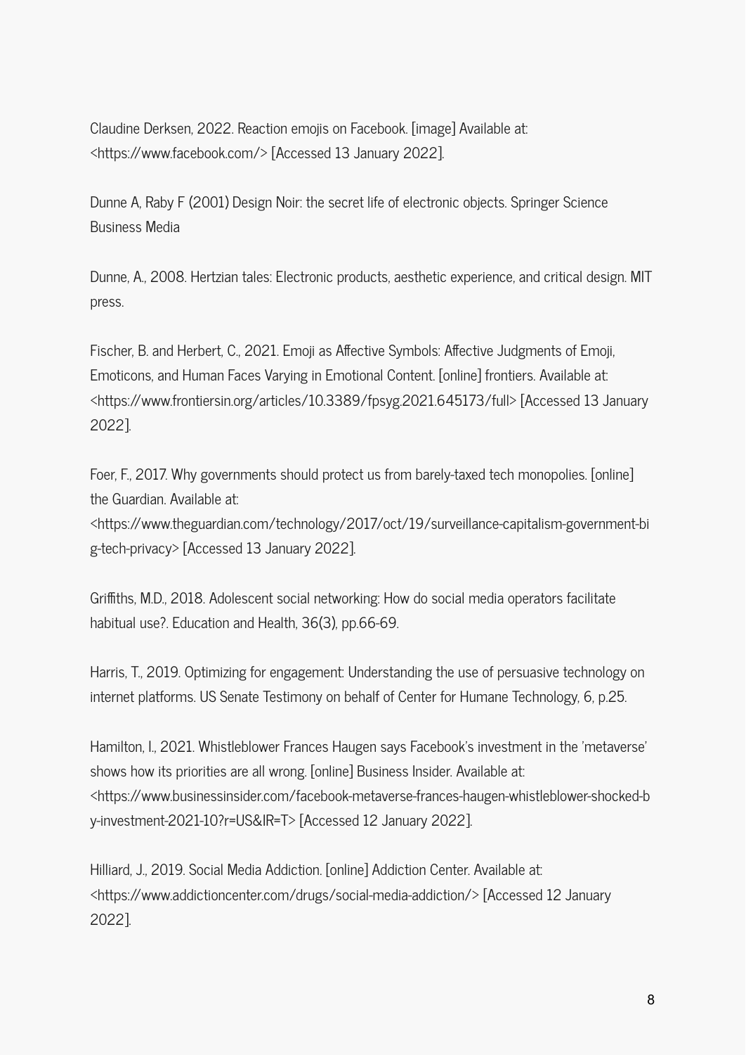Claudine Derksen, 2022. Reaction emojis on Facebook. [image] Available at: <https://www.facebook.com/> [Accessed 13 January 2022].

Dunne A, Raby F (2001) Design Noir: the secret life of electronic objects. Springer Science Business Media

Dunne, A., 2008. Hertzian tales: Electronic products, aesthetic experience, and critical design. MIT press.

Fischer, B. and Herbert, C., 2021. Emoji as Affective Symbols: Affective Judgments of Emoji, Emoticons, and Human Faces Varying in Emotional Content. [online] frontiers. Available at: <https://www.frontiersin.org/articles/10.3389/fpsyg.2021.645173/full> [Accessed 13 January 2022].

Foer, F., 2017. Why governments should protect us from barely-taxed tech monopolies. [online] the Guardian. Available at: <https://www.theguardian.com/technology/2017/oct/19/surveillance-capitalism-government-big-tech-privacy> [Accessed 13 January 2022].

Griffiths, M.D., 2018. Adolescent social networking: How do social media operators facilitate habitual use?. Education and Health, 36(3), pp.66-69.

Harris, T., 2019. Optimizing for engagement: Understanding the use of persuasive technology on internet platforms. US Senate Testimony on behalf of Center for Humane Technology, 6, p.25.

Hamilton, I., 2021. Whistleblower Frances Haugen says Facebook's investment in the 'metaverse' shows how its priorities are all wrong. [online] Business Insider. Available at: <https://www.businessinsider.com/facebook-metaverse-frances-haugen-whistleblower-shocked-by-investment-2021-10?r=US&IR=T> [Accessed 12 January 2022].

Hilliard, J., 2019. Social Media Addiction. [online] Addiction Center. Available at: <https://www.addictioncenter.com/drugs/social-media-addiction/> [Accessed 12 January 2022].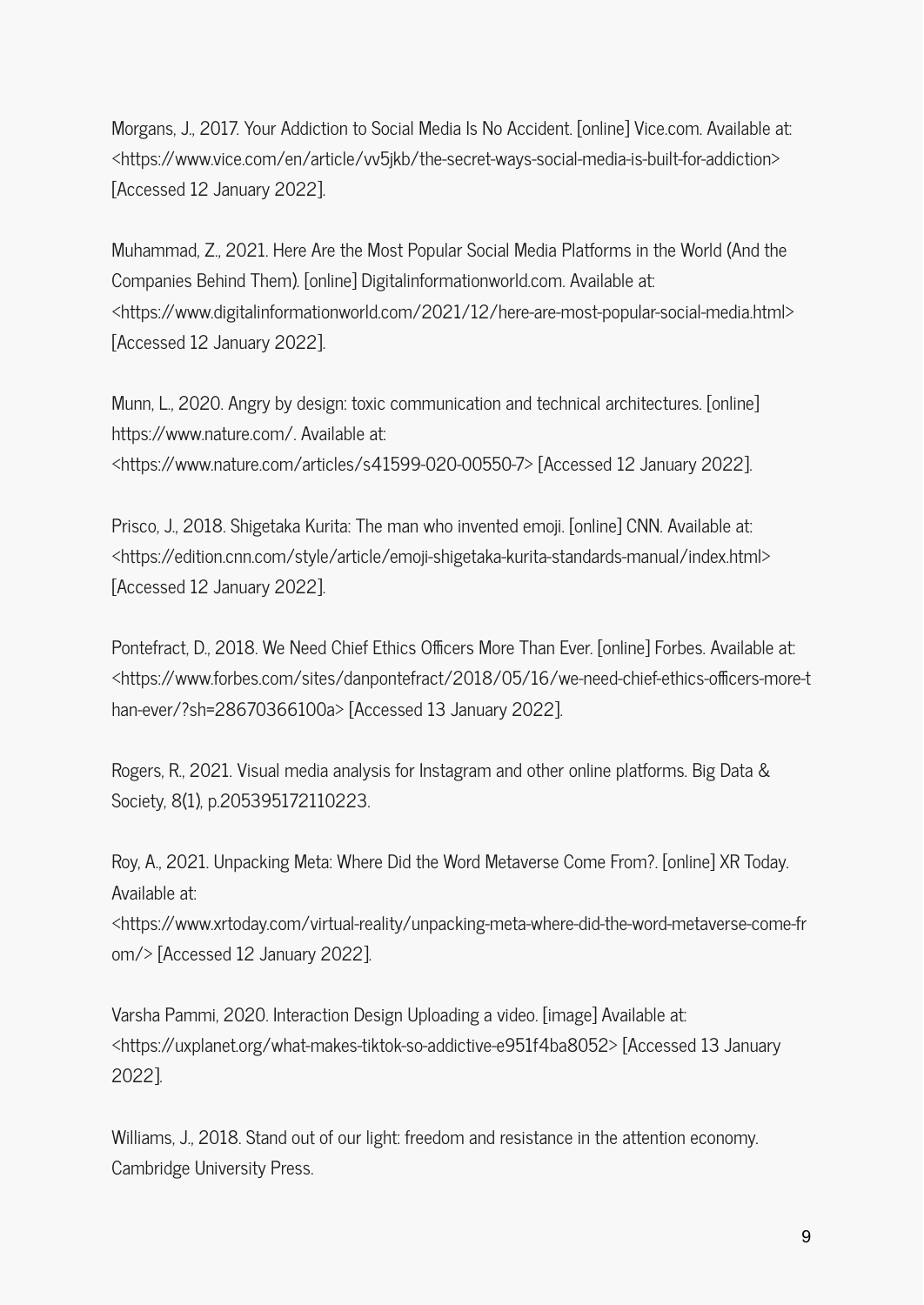Morgans, J., 2017. Your Addiction to Social Media Is No Accident. [online] Vice.com. Available at: <https://www.vice.com/en/article/vv5jkb/the-secret-ways-social-media-is-built-for-addiction> [Accessed 12 January 2022].

Muhammad, Z., 2021. Here Are the Most Popular Social Media Platforms in the World (And the Companies Behind Them). [online] Digitalinformationworld.com. Available at: <https://www.digitalinformationworld.com/2021/12/here-are-most-popular-social-media.html> [Accessed 12 January 2022].

Munn, L., 2020. Angry by design: toxic communication and technical architectures. [online] https://www.nature.com/. Available at: <https://www.nature.com/articles/s41599-020-00550-7> [Accessed 12 January 2022].

Prisco, J., 2018. Shigetaka Kurita: The man who invented emoji. [online] CNN. Available at: <https://edition.cnn.com/style/article/emoji-shigetaka-kurita-standards-manual/index.html> [Accessed 12 January 2022].

Pontefract, D., 2018. We Need Chief Ethics Officers More Than Ever. [online] Forbes. Available at: <https://www.forbes.com/sites/danpontefract/2018/05/16/we-need-chief-ethics-officers-more-than-ever/?sh=28670366100a> [Accessed 13 January 2022].

Rogers, R., 2021. Visual media analysis for Instagram and other online platforms. Big Data & Society, 8(1), p.205395172110223.

Roy, A., 2021. Unpacking Meta: Where Did the Word Metaverse Come From?. [online] XR Today. Available at: <https://www.xrtoday.com/virtual-reality/unpacking-meta-where-did-the-word-metaverse-come-from/> [Accessed 12 January 2022].

Varsha Pammi, 2020. Interaction Design Uploading a video. [image] Available at: <https://uxplanet.org/what-makes-tiktok-so-addictive-e951f4ba8052> [Accessed 13 January 2022].

Williams, J., 2018. Stand out of our light: freedom and resistance in the attention economy. Cambridge University Press.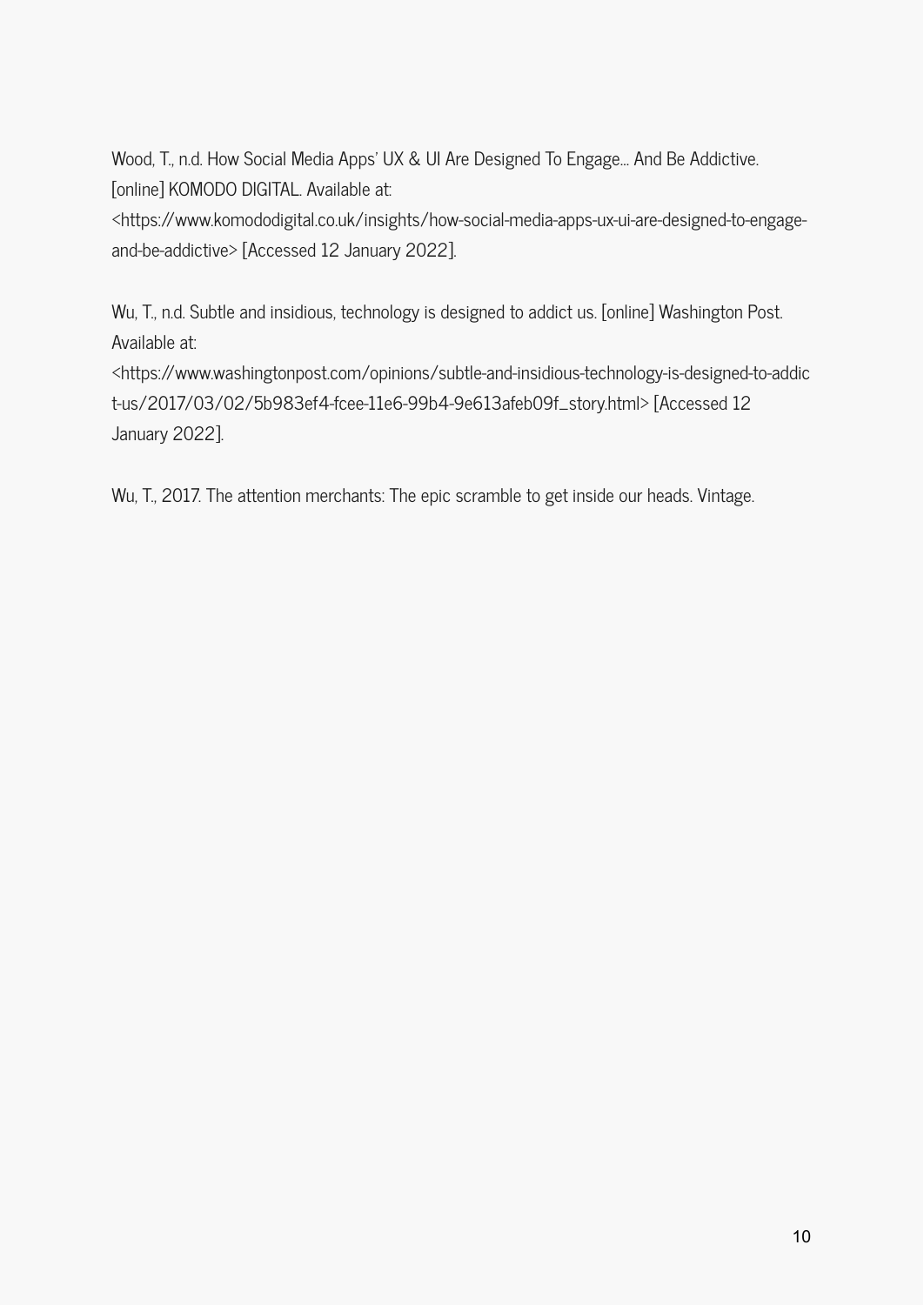Wood, T., n.d. How Social Media Apps' UX & UI Are Designed To Engage... And Be Addictive. [online] KOMODO DIGITAL. Available at: <https://www.komododigital.co.uk/insights/how-social-media-apps-ux-ui-are-designed-to-engage-and-be-addictive> [Accessed 12 January 2022].

Wu, T., n.d. Subtle and insidious, technology is designed to addict us. [online] Washington Post. Available at: <https://www.washingtonpost.com/opinions/subtle-and-insidious-technology-is-designed-to-addict-us/2017/03/02/5b983ef4-fcee-11e6-99b4-9e613afeb09f_story.html> [Accessed 12 January 2022].

Wu, T., 2017. The attention merchants: The epic scramble to get inside our heads. Vintage.